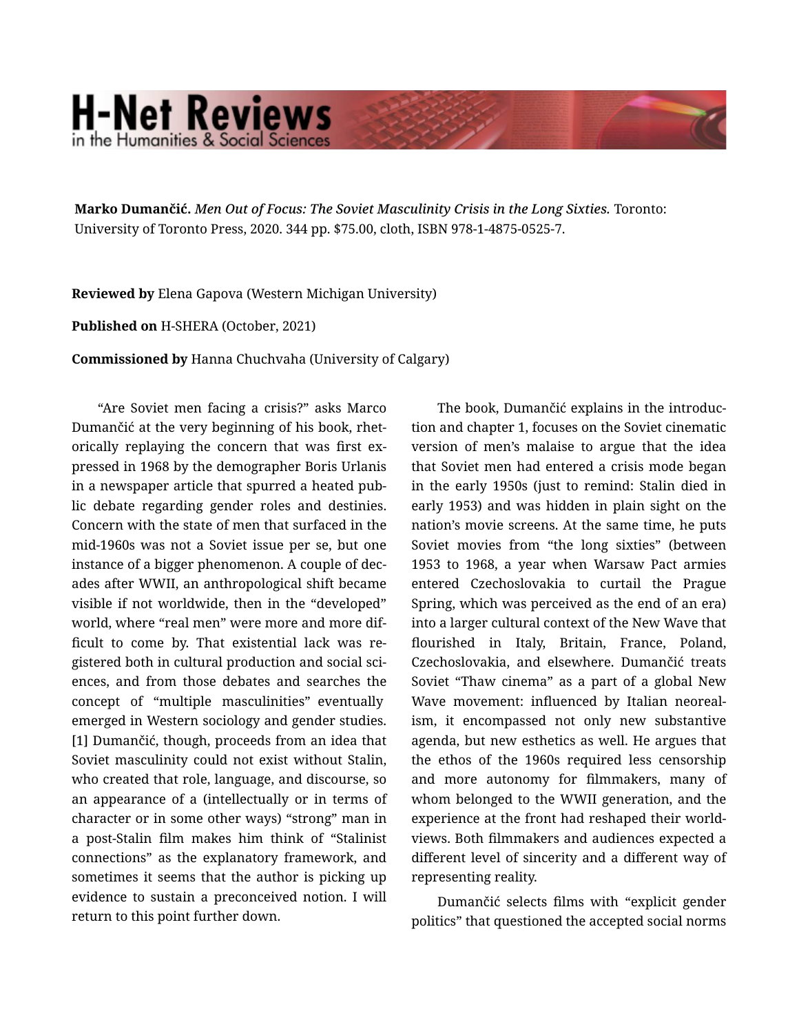**Marko Dumančić.** *Men Out of Focus: The Soviet Masculinity Crisis in the Long Sixties.* Toronto: University of Toronto Press, 2020. 344 pp. $75.00, cloth, ISBN 978-1-4875-0525-7.

**Reviewed by** Elena Gapova (Western Michigan University)

**Published on** H-SHERA (October, 2021)

**Commissioned by** Hanna Chuchvaha (University of Calgary)

"Are Soviet men facing a crisis?" asks Marco Dumančić at the very beginning of his book, rhetorically replaying the concern that was first expressed in 1968 by the demographer Boris Urlanis in a newspaper article that spurred a heated public debate regarding gender roles and destinies. Concern with the state of men that surfaced in the mid-1960s was not a Soviet issue per se, but one instance of a bigger phenomenon. A couple of decades after WWII, an anthropological shift became visible if not worldwide, then in the "developed" world, where "real men" were more and more difficult to come by. That existential lack was registered both in cultural production and social sciences, and from those debates and searches the concept of "multiple masculinities" eventually emerged in Western sociology and gender studies.[1] Dumančić, though, proceeds from an idea that Soviet masculinity could not exist without Stalin, who created that role, language, and discourse, so an appearance of a (intellectually or in terms of character or in some other ways) "strong" man in a post-Stalin film makes him think of "Stalinist connections" as the explanatory framework, and sometimes it seems that the author is picking up evidence to sustain a preconceived notion. I will return to this point further down.

The book, Dumančić explains in the introduction and chapter 1, focuses on the Soviet cinematic version of men's malaise to argue that the idea that Soviet men had entered a crisis mode began in the early 1950s (just to remind: Stalin died in early 1953) and was hidden in plain sight on the nation's movie screens. At the same time, he puts Soviet movies from "the long sixties" (between 1953 to 1968, a year when Warsaw Pact armies entered Czechoslovakia to curtail the Prague Spring, which was perceived as the end of an era) into a larger cultural context of the New Wave that flourished in Italy, Britain, France, Poland, Czechoslovakia, and elsewhere. Dumančić treats Soviet "Thaw cinema" as a part of a global New Wave movement: influenced by Italian neorealism, it encompassed not only new substantive agenda, but new esthetics as well. He argues that the ethos of the 1960s required less censorship and more autonomy for filmmakers, many of whom belonged to the WWII generation, and the experience at the front had reshaped their worldviews. Both filmmakers and audiences expected a different level of sincerity and a different way of representing reality.

Dumančić selects films with "explicit gender politics" that questioned the accepted social norms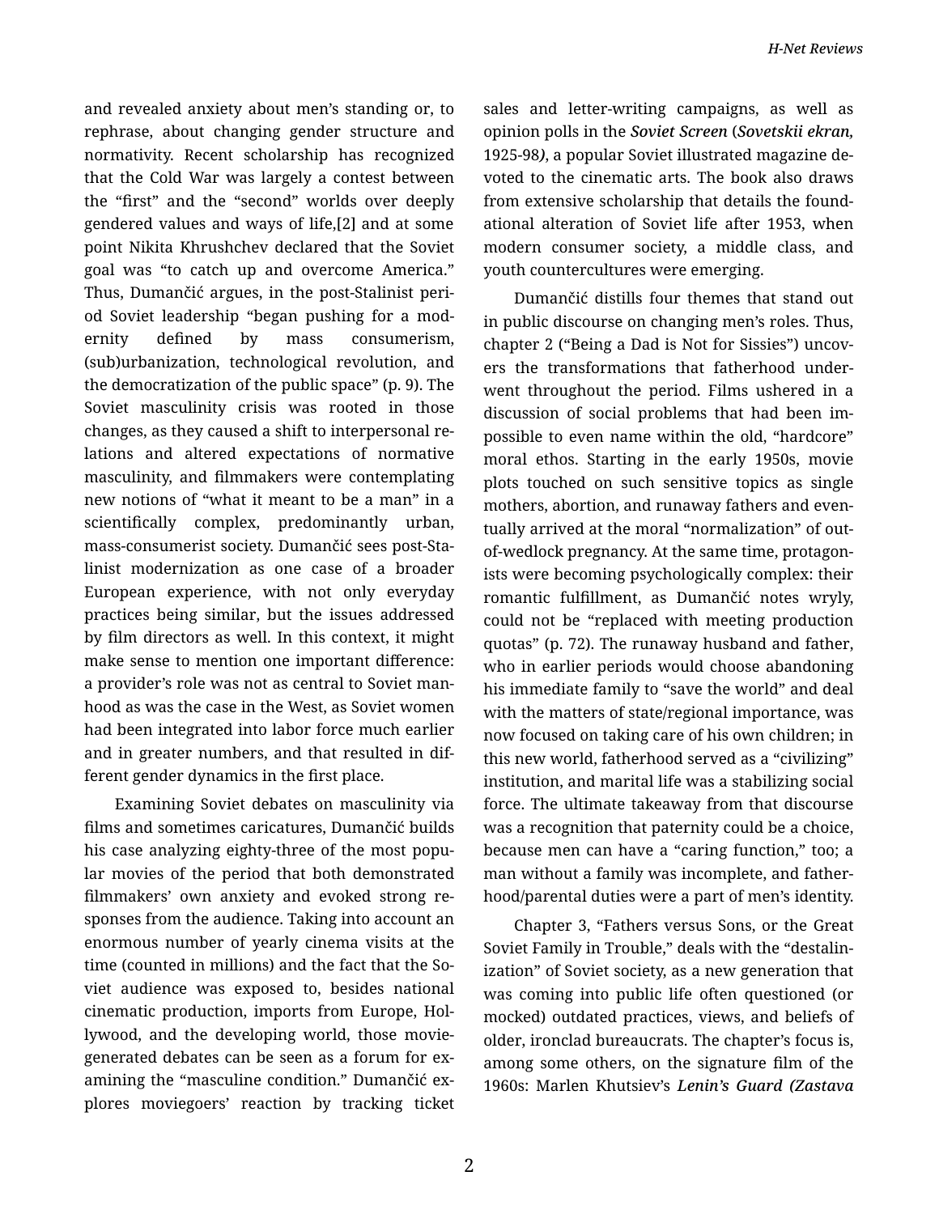and revealed anxiety about men's standing or, to rephrase, about changing gender structure and normativity. Recent scholarship has recognized that the Cold War was largely a contest between the "first" and the "second" worlds over deeply gendered values and ways of life,[2] and at some point Nikita Khrushchev declared that the Soviet goal was "to catch up and overcome America." Thus, Dumančić argues, in the post-Stalinist period Soviet leadership "began pushing for a modernity defined by mass consumerism, (sub)urbanization, technological revolution, and the democratization of the public space" (p. 9). The Soviet masculinity crisis was rooted in those changes, as they caused a shift to interpersonal relations and altered expectations of normative masculinity, and filmmakers were contemplating new notions of "what it meant to be a man" in a scientifically complex, predominantly urban, mass-consumerist society. Dumančić sees post-Stalinist modernization as one case of a broader European experience, with not only everyday practices being similar, but the issues addressed by film directors as well. In this context, it might make sense to mention one important difference: a provider's role was not as central to Soviet manhood as was the case in the West, as Soviet women had been integrated into labor force much earlier and in greater numbers, and that resulted in different gender dynamics in the first place.

Examining Soviet debates on masculinity via films and sometimes caricatures, Dumančić builds his case analyzing eighty-three of the most popular movies of the period that both demonstrated filmmakers' own anxiety and evoked strong responses from the audience. Taking into account an enormous number of yearly cinema visits at the time (counted in millions) and the fact that the Soviet audience was exposed to, besides national cinematic production, imports from Europe, Hollywood, and the developing world, those movie-generated debates can be seen as a forum for examining the "masculine condition." Dumančić explores moviegoers' reaction by tracking ticket sales and letter-writing campaigns, as well as opinion polls in the *Soviet Screen* (*Sovetskii ekran,* 1925-98*)*, a popular Soviet illustrated magazine devoted to the cinematic arts. The book also draws from extensive scholarship that details the foundational alteration of Soviet life after 1953, when modern consumer society, a middle class, and youth countercultures were emerging.

Dumančić distills four themes that stand out in public discourse on changing men's roles. Thus, chapter 2 ("Being a Dad is Not for Sissies") uncovers the transformations that fatherhood underwent throughout the period. Films ushered in a discussion of social problems that had been impossible to even name within the old, "hardcore" moral ethos. Starting in the early 1950s, movie plots touched on such sensitive topics as single mothers, abortion, and runaway fathers and eventually arrived at the moral "normalization" of out-of-wedlock pregnancy. At the same time, protagonists were becoming psychologically complex: their romantic fulfillment, as Dumančić notes wryly, could not be "replaced with meeting production quotas" (p. 72). The runaway husband and father, who in earlier periods would choose abandoning his immediate family to "save the world" and deal with the matters of state/regional importance, was now focused on taking care of his own children; in this new world, fatherhood served as a "civilizing" institution, and marital life was a stabilizing social force. The ultimate takeaway from that discourse was a recognition that paternity could be a choice, because men can have a "caring function," too; a man without a family was incomplete, and fatherhood/parental duties were a part of men's identity.

Chapter 3, "Fathers versus Sons, or the Great Soviet Family in Trouble," deals with the "destalinization" of Soviet society, as a new generation that was coming into public life often questioned (or mocked) outdated practices, views, and beliefs of older, ironclad bureaucrats. The chapter's focus is, among some others, on the signature film of the 1960s: Marlen Khutsiev's ***Lenin's Guard (Zastava***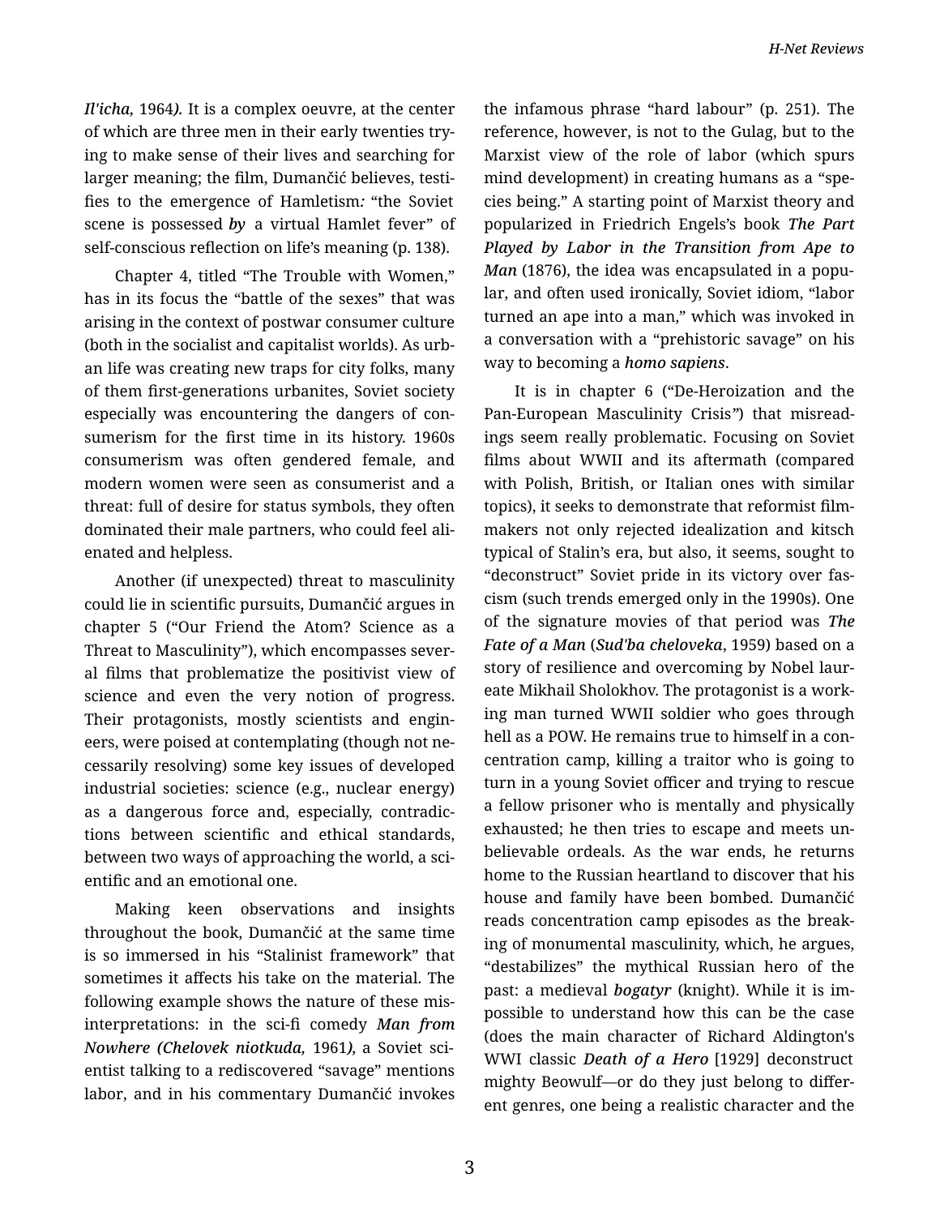*Il'icha,* 1964*).* It is a complex oeuvre, at the center of which are three men in their early twenties trying to make sense of their lives and searching for larger meaning; the film, Dumančić believes, testifies to the emergence of Hamletism*:* "the Soviet scene is possessed *by* a virtual Hamlet fever" of self-conscious reflection on life's meaning (p. 138).

Chapter 4, titled "The Trouble with Women," has in its focus the "battle of the sexes" that was arising in the context of postwar consumer culture (both in the socialist and capitalist worlds). As urban life was creating new traps for city folks, many of them first-generations urbanites, Soviet society especially was encountering the dangers of consumerism for the first time in its history. 1960s consumerism was often gendered female, and modern women were seen as consumerist and a threat: full of desire for status symbols, they often dominated their male partners, who could feel alienated and helpless.

Another (if unexpected) threat to masculinity could lie in scientific pursuits, Dumančić argues in chapter 5 ("Our Friend the Atom? Science as a Threat to Masculinity"), which encompasses several films that problematize the positivist view of science and even the very notion of progress. Their protagonists, mostly scientists and engineers, were poised at contemplating (though not necessarily resolving) some key issues of developed industrial societies: science (e.g., nuclear energy) as a dangerous force and, especially, contradictions between scientific and ethical standards, between two ways of approaching the world, a scientific and an emotional one.

Making keen observations and insights throughout the book, Dumančić at the same time is so immersed in his "Stalinist framework" that sometimes it affects his take on the material. The following example shows the nature of these misinterpretations: in the sci-fi comedy *Man from Nowhere (Chelovek niotkuda,* 1961*),* a Soviet scientist talking to a rediscovered "savage" mentions labor, and in his commentary Dumančić invokes the infamous phrase "hard labour" (p. 251). The reference, however, is not to the Gulag, but to the Marxist view of the role of labor (which spurs mind development) in creating humans as a "species being." A starting point of Marxist theory and popularized in Friedrich Engels's book ***The Part Played by Labor in the Transition from Ape to Man*** (1876), the idea was encapsulated in a popular, and often used ironically, Soviet idiom, "labor turned an ape into a man," which was invoked in a conversation with a "prehistoric savage" on his way to becoming a ***homo sapiens***.

It is in chapter 6 ("De-Heroization and the Pan-European Masculinity Crisis*"*) that misreadings seem really problematic. Focusing on Soviet films about WWII and its aftermath (compared with Polish, British, or Italian ones with similar topics), it seeks to demonstrate that reformist filmmakers not only rejected idealization and kitsch typical of Stalin's era, but also, it seems, sought to "deconstruct" Soviet pride in its victory over fascism (such trends emerged only in the 1990s). One of the signature movies of that period was ***The Fate of a Man*** (***Sud'ba cheloveka***, 1959) based on a story of resilience and overcoming by Nobel laureate Mikhail Sholokhov. The protagonist is a working man turned WWII soldier who goes through hell as a POW. He remains true to himself in a concentration camp, killing a traitor who is going to turn in a young Soviet officer and trying to rescue a fellow prisoner who is mentally and physically exhausted; he then tries to escape and meets unbelievable ordeals. As the war ends, he returns home to the Russian heartland to discover that his house and family have been bombed. Dumančić reads concentration camp episodes as the breaking of monumental masculinity, which, he argues, "destabilizes" the mythical Russian hero of the past: a medieval ***bogatyr*** (knight). While it is impossible to understand how this can be the case (does the main character of Richard Aldington's WWI classic ***Death of a Hero*** [1929] deconstruct mighty Beowulf—or do they just belong to different genres, one being a realistic character and the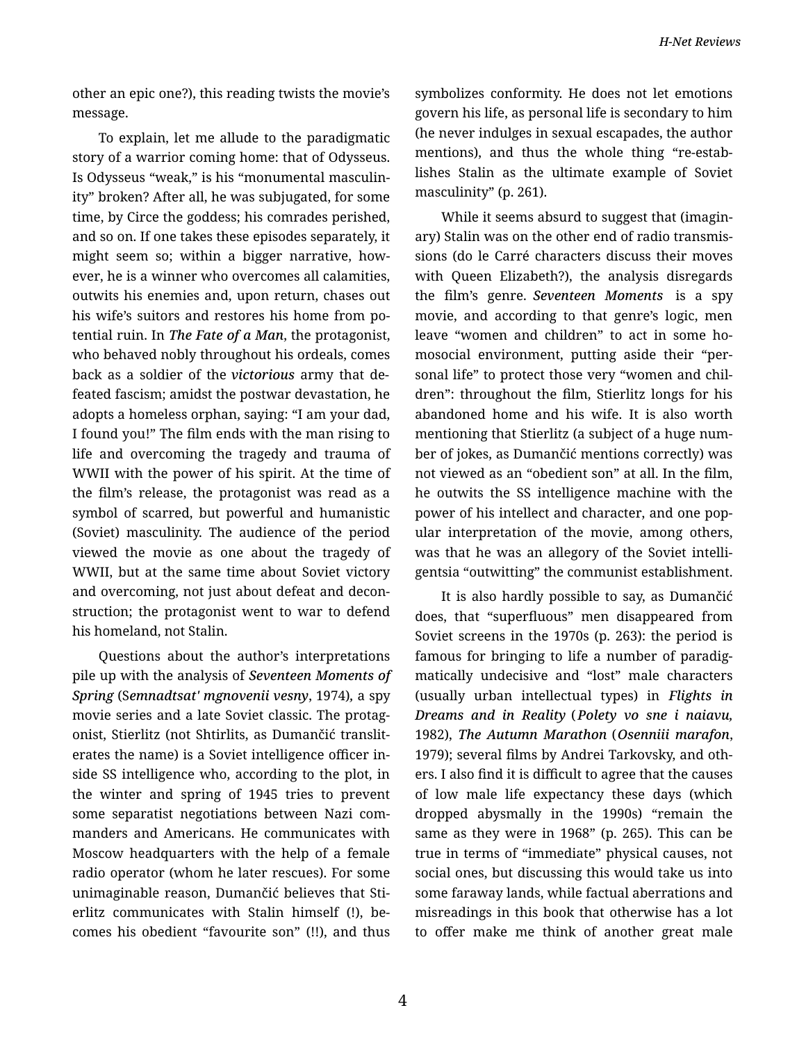other an epic one?), this reading twists the movie's message.

To explain, let me allude to the paradigmatic story of a warrior coming home: that of Odysseus. Is Odysseus "weak," is his "monumental masculinity" broken? After all, he was subjugated, for some time, by Circe the goddess; his comrades perished, and so on. If one takes these episodes separately, it might seem so; within a bigger narrative, however, he is a winner who overcomes all calamities, outwits his enemies and, upon return, chases out his wife's suitors and restores his home from potential ruin. In *The Fate of a Man*, the protagonist, who behaved nobly throughout his ordeals, comes back as a soldier of the ***victorious*** army that defeated fascism; amidst the postwar devastation, he adopts a homeless orphan, saying: "I am your dad, I found you!" The film ends with the man rising to life and overcoming the tragedy and trauma of WWII with the power of his spirit. At the time of the film's release, the protagonist was read as a symbol of scarred, but powerful and humanistic (Soviet) masculinity. The audience of the period viewed the movie as one about the tragedy of WWII, but at the same time about Soviet victory and overcoming, not just about defeat and deconstruction; the protagonist went to war to defend his homeland, not Stalin.

Questions about the author's interpretations pile up with the analysis of ***Seventeen Moments of Spring*** (***Semnadtsat' mgnovenii vesny***, 1974), a spy movie series and a late Soviet classic. The protagonist, Stierlitz (not Shtirlits, as Dumančić transliterates the name) is a Soviet intelligence officer inside SS intelligence who, according to the plot, in the winter and spring of 1945 tries to prevent some separatist negotiations between Nazi commanders and Americans. He communicates with Moscow headquarters with the help of a female radio operator (whom he later rescues). For some unimaginable reason, Dumančić believes that Stierlitz communicates with Stalin himself (!), becomes his obedient "favourite son" (!!), and thus symbolizes conformity. He does not let emotions govern his life, as personal life is secondary to him (he never indulges in sexual escapades, the author mentions), and thus the whole thing "re-establishes Stalin as the ultimate example of Soviet masculinity" (p. 261).

While it seems absurd to suggest that (imaginary) Stalin was on the other end of radio transmissions (do le Carré characters discuss their moves with Queen Elizabeth?), the analysis disregards the film's genre. ***Seventeen Moments*** is a spy movie, and according to that genre's logic, men leave "women and children" to act in some homosocial environment, putting aside their "personal life" to protect those very "women and children": throughout the film, Stierlitz longs for his abandoned home and his wife. It is also worth mentioning that Stierlitz (a subject of a huge number of jokes, as Dumančić mentions correctly) was not viewed as an "obedient son" at all. In the film, he outwits the SS intelligence machine with the power of his intellect and character, and one popular interpretation of the movie, among others, was that he was an allegory of the Soviet intelligentsia "outwitting" the communist establishment.

It is also hardly possible to say, as Dumančić does, that "superfluous" men disappeared from Soviet screens in the 1970s (p. 263): the period is famous for bringing to life a number of paradigmatically undecisive and "lost" male characters (usually urban intellectual types) in ***Flights in Dreams and in Reality*** (***Polety vo sne i naiavu,*** 1982), ***The Autumn Marathon*** (***Osenniii marafon***, 1979); several films by Andrei Tarkovsky, and others. I also find it is difficult to agree that the causes of low male life expectancy these days (which dropped abysmally in the 1990s) "remain the same as they were in 1968" (p. 265). This can be true in terms of "immediate" physical causes, not social ones, but discussing this would take us into some faraway lands, while factual aberrations and misreadings in this book that otherwise has a lot to offer make me think of another great male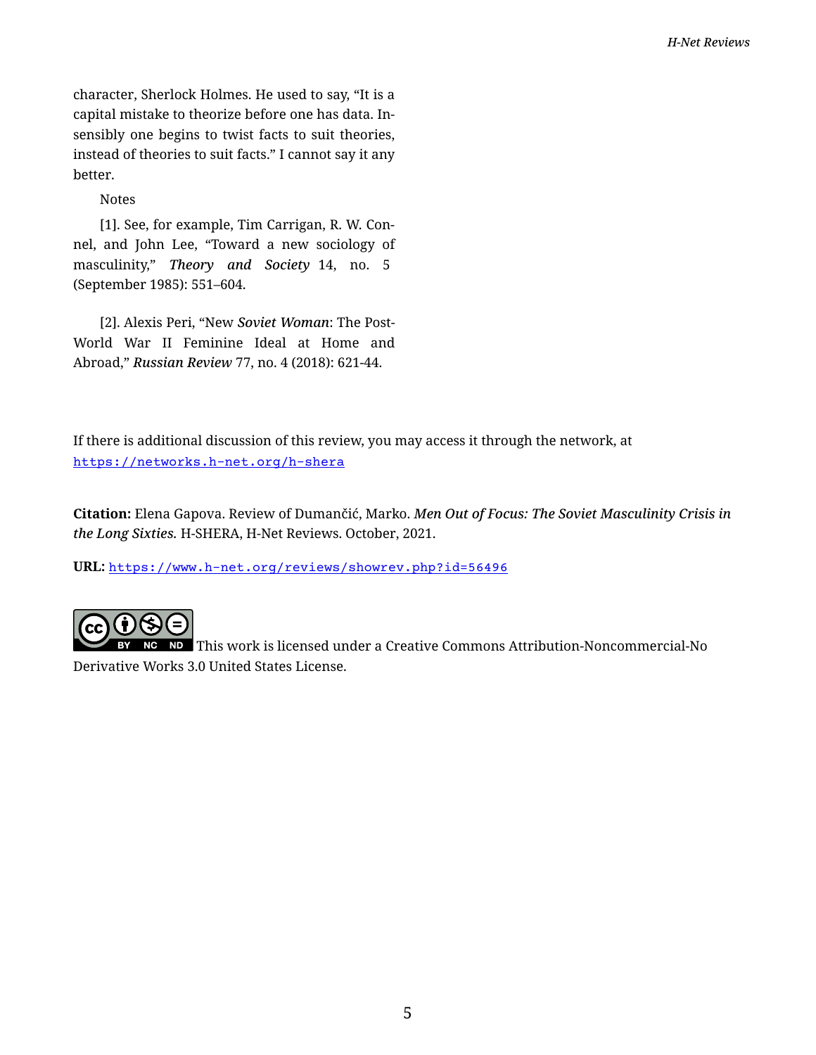character, Sherlock Holmes. He used to say, "It is a capital mistake to theorize before one has data. Insensibly one begins to twist facts to suit theories, instead of theories to suit facts." I cannot say it any better.

Notes

[1]. See, for example, Tim Carrigan, R. W. Connel, and John Lee, "Toward a new sociology of masculinity," *Theory and Society* 14, no. 5 (September 1985): 551–604.

[2]. Alexis Peri, "New *Soviet Woman*: The Post-World War II Feminine Ideal at Home and Abroad," *Russian Review* 77, no. 4 (2018): 621-44.

If there is additional discussion of this review, you may access it through the network, at https://networks.h-net.org/h-shera

**Citation:** Elena Gapova. Review of Dumančić, Marko. *Men Out of Focus: The Soviet Masculinity Crisis in the Long Sixties.* H-SHERA, H-Net Reviews. October, 2021.

**URL:** https://www.h-net.org/reviews/showrev.php?id=56496

This work is licensed under a Creative Commons Attribution-Noncommercial-No Derivative Works 3.0 United States License.